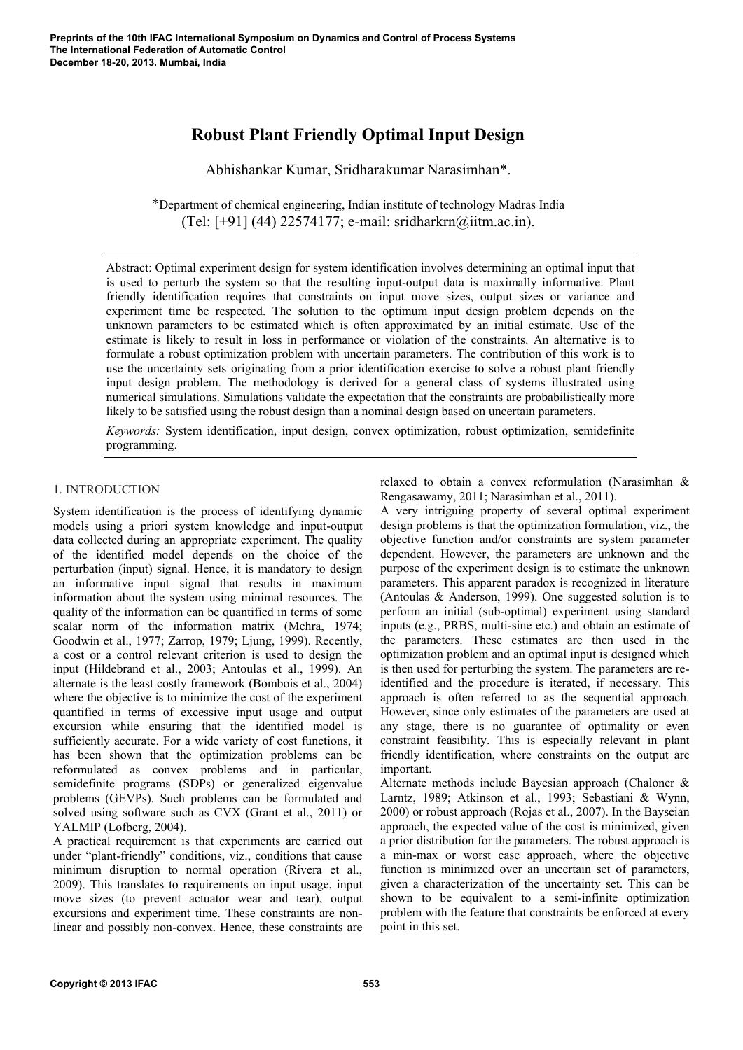# Robust Plant Friendly Optimal Input Design

Abhishankar Kumar, Sridharakumar Narasimhan*.

*Department of chemical engineering, Indian institute of technology Madras India
(Tel: [+91] (44) 22574177; e-mail: sridharkrn@iitm.ac.in).

Abstract: Optimal experiment design for system identification involves determining an optimal input that is used to perturb the system so that the resulting input-output data is maximally informative. Plant friendly identification requires that constraints on input move sizes, output sizes or variance and experiment time be respected. The solution to the optimum input design problem depends on the unknown parameters to be estimated which is often approximated by an initial estimate. Use of the estimate is likely to result in loss in performance or violation of the constraints. An alternative is to formulate a robust optimization problem with uncertain parameters. The contribution of this work is to use the uncertainty sets originating from a prior identification exercise to solve a robust plant friendly input design problem. The methodology is derived for a general class of systems illustrated using numerical simulations. Simulations validate the expectation that the constraints are probabilistically more likely to be satisfied using the robust design than a nominal design based on uncertain parameters.

*Keywords:* System identification, input design, convex optimization, robust optimization, semidefinite programming.

## 1. INTRODUCTION

System identification is the process of identifying dynamic models using a priori system knowledge and input-output data collected during an appropriate experiment. The quality of the identified model depends on the choice of the perturbation (input) signal. Hence, it is mandatory to design an informative input signal that results in maximum information about the system using minimal resources. The quality of the information can be quantified in terms of some scalar norm of the information matrix (Mehra, 1974; Goodwin et al., 1977; Zarrop, 1979; Ljung, 1999). Recently, a cost or a control relevant criterion is used to design the input (Hildebrand et al., 2003; Antoulas et al., 1999). An alternate is the least costly framework (Bombois et al., 2004) where the objective is to minimize the cost of the experiment quantified in terms of excessive input usage and output excursion while ensuring that the identified model is sufficiently accurate. For a wide variety of cost functions, it has been shown that the optimization problems can be reformulated as convex problems and in particular, semidefinite programs (SDPs) or generalized eigenvalue problems (GEVPs). Such problems can be formulated and solved using software such as CVX (Grant et al., 2011) or YALMIP (Lofberg, 2004).

A practical requirement is that experiments are carried out under "plant-friendly" conditions, viz., conditions that cause minimum disruption to normal operation (Rivera et al., 2009). This translates to requirements on input usage, input move sizes (to prevent actuator wear and tear), output excursions and experiment time. These constraints are non-linear and possibly non-convex. Hence, these constraints are relaxed to obtain a convex reformulation (Narasimhan & Rengasawamy, 2011; Narasimhan et al., 2011).

A very intriguing property of several optimal experiment design problems is that the optimization formulation, viz., the objective function and/or constraints are system parameter dependent. However, the parameters are unknown and the purpose of the experiment design is to estimate the unknown parameters. This apparent paradox is recognized in literature (Antoulas & Anderson, 1999). One suggested solution is to perform an initial (sub-optimal) experiment using standard inputs (e.g., PRBS, multi-sine etc.) and obtain an estimate of the parameters. These estimates are then used in the optimization problem and an optimal input is designed which is then used for perturbing the system. The parameters are re-identified and the procedure is iterated, if necessary. This approach is often referred to as the sequential approach. However, since only estimates of the parameters are used at any stage, there is no guarantee of optimality or even constraint feasibility. This is especially relevant in plant friendly identification, where constraints on the output are important.

Alternate methods include Bayesian approach (Chaloner & Larntz, 1989; Atkinson et al., 1993; Sebastiani & Wynn, 2000) or robust approach (Rojas et al., 2007). In the Bayseian approach, the expected value of the cost is minimized, given a prior distribution for the parameters. The robust approach is a min-max or worst case approach, where the objective function is minimized over an uncertain set of parameters, given a characterization of the uncertainty set. This can be shown to be equivalent to a semi-infinite optimization problem with the feature that constraints be enforced at every point in this set.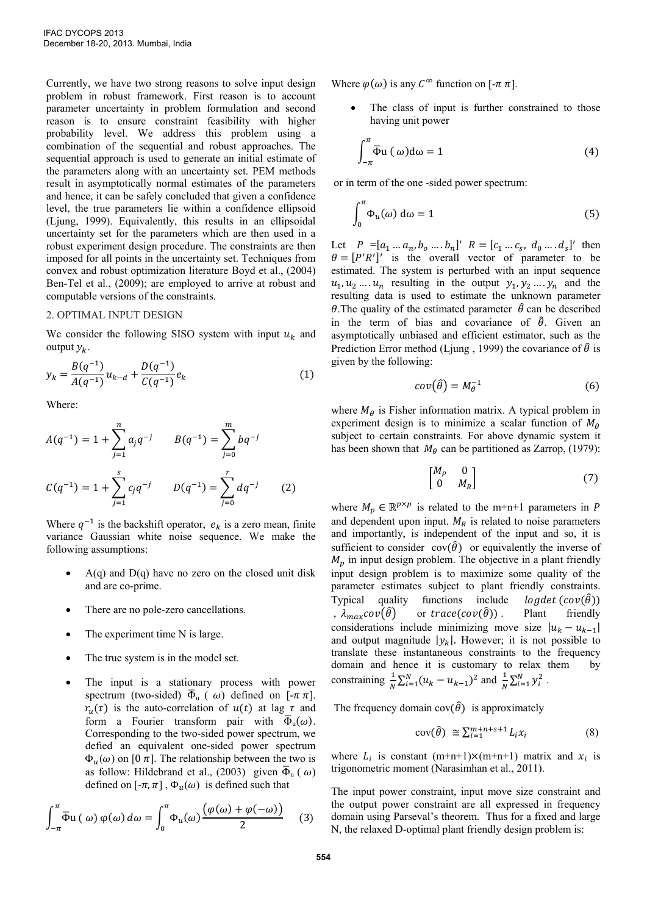Currently, we have two strong reasons to solve input design problem in robust framework. First reason is to account parameter uncertainty in problem formulation and second reason is to ensure constraint feasibility with higher probability level. We address this problem using a combination of the sequential and robust approaches. The sequential approach is used to generate an initial estimate of the parameters along with an uncertainty set. PEM methods result in asymptotically normal estimates of the parameters and hence, it can be safely concluded that given a confidence level, the true parameters lie within a confidence ellipsoid (Ljung, 1999). Equivalently, this results in an ellipsoidal uncertainty set for the parameters which are then used in a robust experiment design procedure. The constraints are then imposed for all points in the uncertainty set. Techniques from convex and robust optimization literature Boyd et al., (2004) Ben-Tel et al., (2009); are employed to arrive at robust and computable versions of the constraints.

## 2. OPTIMAL INPUT DESIGN

We consider the following SISO system with input $u_k$ and output $y_k$.

$$y_k = \frac{B(q^{-1})}{A(q^{-1})} u_{k-d} + \frac{D(q^{-1})}{C(q^{-1})} e_k \tag{1}$$

Where:

$$A(q^{-1}) = 1 + \sum_{j=1}^{n} a_j q^{-j} \qquad B(q^{-1}) = \sum_{j=0}^{m} b q^{-j}$$

$$C(q^{-1}) = 1 + \sum_{j=1}^{s} c_j q^{-j} \qquad D(q^{-1}) = \sum_{j=0}^{r} d q^{-j} \tag{2}$$

Where $q^{-1}$ is the backshift operator, $e_k$ is a zero mean, finite variance Gaussian white noise sequence. We make the following assumptions:

- A(q) and D(q) have no zero on the closed unit disk and are co-prime.
- There are no pole-zero cancellations.
- The experiment time N is large.
- The true system is in the model set.
- The input is a stationary process with power spectrum (two-sided) $\bar{\Phi}_u(\omega)$ defined on [$-\pi$ $\pi$]. $r_u(\tau)$ is the auto-correlation of $u(t)$ at lag $\tau$ and form a Fourier transform pair with $\bar{\Phi}_u(\omega)$. Corresponding to the two-sided power spectrum, we defied an equivalent one-sided power spectrum $\Phi_u(\omega)$ on [0 $\pi$]. The relationship between the two is as follow: Hildebrand et al., (2003) given $\bar{\Phi}_u(\omega)$ defined on $[-\pi, \pi]$, $\Phi_u(\omega)$ is defined such that

$$\int_{-\pi}^{\pi} \bar{\Phi}_u(\omega)\, \varphi(\omega)\, d\omega = \int_{0}^{\pi} \Phi_u(\omega) \frac{\left(\varphi(\omega) + \varphi(-\omega)\right)}{2} \tag{3}$$

Where $\varphi(\omega)$ is any $C^{\infty}$ function on [$-\pi$ $\pi$].

- The class of input is further constrained to those having unit power

$$\int_{-\pi}^{\pi} \bar{\Phi}_u(\omega) d\omega = 1 \tag{4}$$

or in term of the one -sided power spectrum:

$$\int_{0}^{\pi} \Phi_u(\omega)\, d\omega = 1 \tag{5}$$

Let $P = [a_1 \ldots a_n, b_o \ldots . b_n]'$ $R = [c_1 \ldots c_s,\ d_0 \ldots . d_s]'$ then $\theta = [P'R']'$ is the overall vector of parameter to be estimated. The system is perturbed with an input sequence $u_1, u_2 \ldots . u_n$ resulting in the output $y_1, y_2 \ldots . y_n$ and the resulting data is used to estimate the unknown parameter $\theta$. The quality of the estimated parameter $\hat{\theta}$ can be described in the term of bias and covariance of $\hat{\theta}$. Given an asymptotically unbiased and efficient estimator, such as the Prediction Error method (Ljung , 1999) the covariance of $\hat{\theta}$ is given by the following:

$$cov(\hat{\theta}) = M_{\theta}^{-1} \tag{6}$$

where $M_{\theta}$ is Fisher information matrix. A typical problem in experiment design is to minimize a scalar function of $M_{\theta}$ subject to certain constraints. For above dynamic system it has been shown that $M_{\theta}$ can be partitioned as Zarrop, (1979):

$$\begin{bmatrix} M_P & 0 \\ 0 & M_R \end{bmatrix} \tag{7}$$

where $M_P \in \mathbb{R}^{p \times p}$ is related to the m+n+1 parameters in $P$ and dependent upon input. $M_R$ is related to noise parameters and importantly, is independent of the input and so, it is sufficient to consider $\mathrm{cov}(\hat{\theta})$ or equivalently the inverse of $M_p$ in input design problem. The objective in a plant friendly input design problem is to maximize some quality of the parameter estimates subject to plant friendly constraints. Typical quality functions include $logdet\,(cov(\hat{\theta}))$, $\lambda_{max} cov(\hat{\theta})$ or $trace(cov(\hat{\theta}))$. Plant friendly considerations include minimizing move size $|u_k - u_{k-1}|$ and output magnitude $|y_k|$. However; it is not possible to translate these instantaneous constraints to the frequency domain and hence it is customary to relax them by constraining $\frac{1}{N}\sum_{i=1}^{N}(u_k - u_{k-1})^2$ and $\frac{1}{N}\sum_{i=1}^{N} y_i^2$ .

The frequency domain $\mathrm{cov}(\hat{\theta})$ is approximately

$$\mathrm{cov}(\hat{\theta}) \cong \sum_{i=1}^{m+n+s+1} L_i x_i \tag{8}$$

where $L_i$ is constant (m+n+1)×(m+n+1) matrix and $x_i$ is trigonometric moment (Narasimhan et al., 2011).

The input power constraint, input move size constraint and the output power constraint are all expressed in frequency domain using Parseval's theorem. Thus for a fixed and large N, the relaxed D-optimal plant friendly design problem is: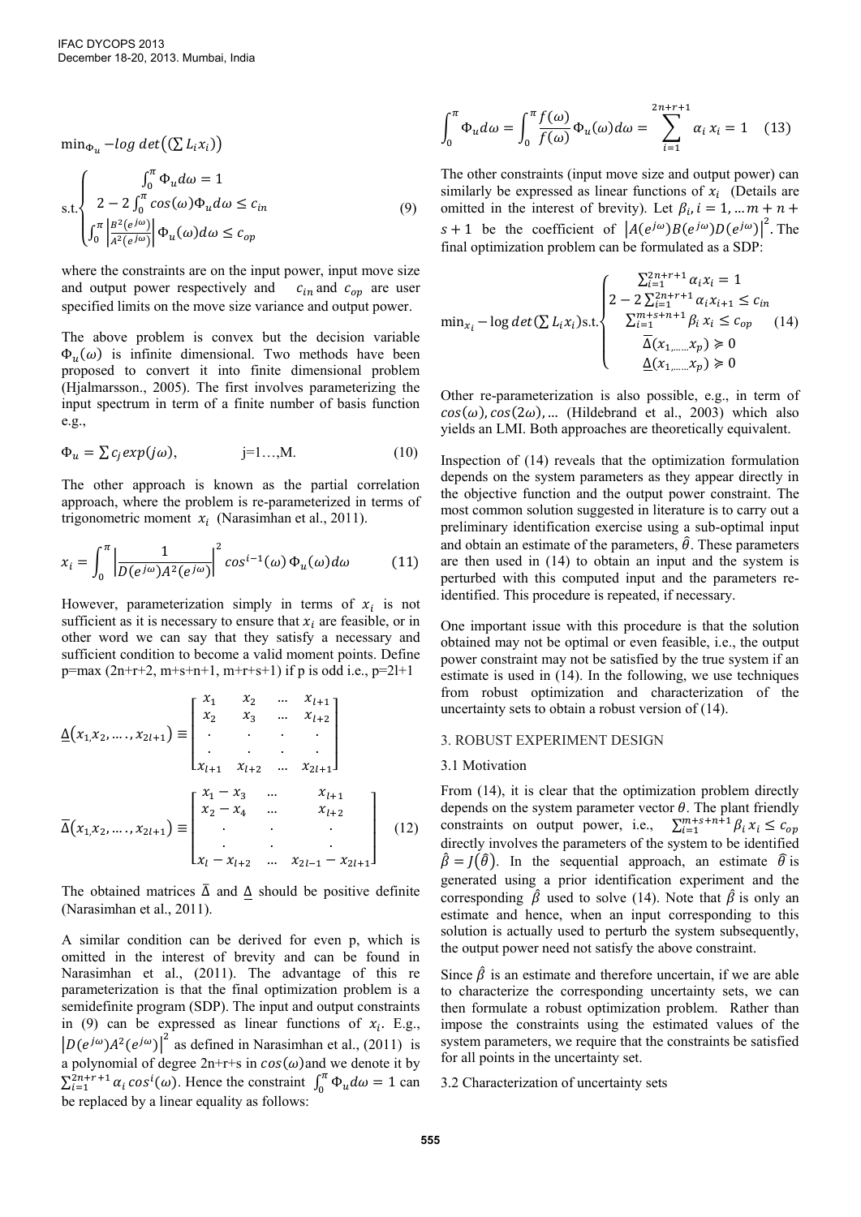$$\min_{\Phi_u} -\log\det\left(\left(\sum L_i x_i\right)\right)$$

$$\text{s.t.}\begin{cases} \int_0^{\pi} \Phi_u d\omega = 1 \\ 2 - 2\int_0^{\pi} \cos(\omega)\Phi_u d\omega \leq c_{in} \\ \int_0^{\pi} \left|\frac{B^2(e^{j\omega})}{A^2(e^{j\omega})}\right| \Phi_u(\omega) d\omega \leq c_{op} \end{cases} \tag{9}$$

where the constraints are on the input power, input move size and output power respectively and $c_{in}$ and $c_{op}$ are user specified limits on the move size variance and output power.

The above problem is convex but the decision variable $\Phi_u(\omega)$ is infinite dimensional. Two methods have been proposed to convert it into finite dimensional problem (Hjalmarsson., 2005). The first involves parameterizing the input spectrum in term of a finite number of basis function e.g.,

$$\Phi_u = \sum c_j \exp(j\omega), \qquad \text{j=1…,M.} \tag{10}$$

The other approach is known as the partial correlation approach, where the problem is re-parameterized in terms of trigonometric moment $x_i$ (Narasimhan et al., 2011).

$$x_i = \int_0^{\pi} \left|\frac{1}{D(e^{j\omega})A^2(e^{j\omega})}\right|^2 \cos^{i-1}(\omega)\,\Phi_u(\omega)d\omega \tag{11}$$

However, parameterization simply in terms of $x_i$ is not sufficient as it is necessary to ensure that $x_i$ are feasible, or in other word we can say that they satisfy a necessary and sufficient condition to become a valid moment points. Define p=max (2n+r+2, m+s+n+1, m+r+s+1) if p is odd i.e., p=2l+1

$$\underline{\Delta}(x_1, x_2, \ldots, x_{2l+1}) \equiv \begin{bmatrix} x_1 & x_2 & \ldots & x_{l+1} \\ x_2 & x_3 & \ldots & x_{l+2} \\ . & . & . & . \\ . & . & . & . \\ x_{l+1} & x_{l+2} & \ldots & x_{2l+1} \end{bmatrix}$$

$$\overline{\Delta}(x_1, x_2, \ldots, x_{2l+1}) \equiv \begin{bmatrix} x_1 - x_3 & \ldots & x_{l+1} \\ x_2 - x_4 & \ldots & x_{l+2} \\ . & . & . \\ . & . & . \\ x_l - x_{l+2} & \ldots & x_{2l-1} - x_{2l+1} \end{bmatrix} \tag{12}$$

The obtained matrices $\overline{\Delta}$ and $\underline{\Delta}$ should be positive definite (Narasimhan et al., 2011).

A similar condition can be derived for even p, which is omitted in the interest of brevity and can be found in Narasimhan et al., (2011). The advantage of this re parameterization is that the final optimization problem is a semidefinite program (SDP). The input and output constraints in (9) can be expressed as linear functions of $x_i$. E.g., $\left|D(e^{j\omega})A^2(e^{j\omega})\right|^2$ as defined in Narasimhan et al., (2011) is a polynomial of degree 2n+r+s in $\cos(\omega)$ and we denote it by $\sum_{i=1}^{2n+r+1} \alpha_i \cos^i(\omega)$. Hence the constraint $\int_0^{\pi} \Phi_u d\omega = 1$ can be replaced by a linear equality as follows:

$$\int_0^{\pi} \Phi_u d\omega = \int_0^{\pi} \frac{f(\omega)}{f(\omega)} \Phi_u(\omega) d\omega = \sum_{i=1}^{2n+r+1} \alpha_i\, x_i = 1 \tag{13}$$

The other constraints (input move size and output power) can similarly be expressed as linear functions of $x_i$ (Details are omitted in the interest of brevity). Let $\beta_i, i = 1, \ldots m+n+s+1$ be the coefficient of $\left|A(e^{j\omega})B(e^{j\omega})D(e^{j\omega})\right|^2$. The final optimization problem can be formulated as a SDP:

$$\min_{x_i} -\log\det\left(\sum L_i x_i\right) \text{s.t.} \begin{cases} \sum_{i=1}^{2n+r+1} \alpha_i x_i = 1 \\ 2 - 2\sum_{i=1}^{2n+r+1} \alpha_i x_{i+1} \leq c_{in} \\ \sum_{i=1}^{m+s+n+1} \beta_i\, x_i \leq c_{op} \\ \overline{\Delta}(x_1, \ldots, x_p) \succcurlyeq 0 \\ \underline{\Delta}(x_1, \ldots, x_p) \succcurlyeq 0 \end{cases} \tag{14}$$

Other re-parameterization is also possible, e.g., in term of $\cos(\omega), \cos(2\omega), \ldots$ (Hildebrand et al., 2003) which also yields an LMI. Both approaches are theoretically equivalent.

Inspection of (14) reveals that the optimization formulation depends on the system parameters as they appear directly in the objective function and the output power constraint. The most common solution suggested in literature is to carry out a preliminary identification exercise using a sub-optimal input and obtain an estimate of the parameters, $\hat{\theta}$. These parameters are then used in (14) to obtain an input and the system is perturbed with this computed input and the parameters re-identified. This procedure is repeated, if necessary.

One important issue with this procedure is that the solution obtained may not be optimal or even feasible, i.e., the output power constraint may not be satisfied by the true system if an estimate is used in (14). In the following, we use techniques from robust optimization and characterization of the uncertainty sets to obtain a robust version of (14).

## 3. ROBUST EXPERIMENT DESIGN

### 3.1 Motivation

From (14), it is clear that the optimization problem directly depends on the system parameter vector $\theta$. The plant friendly constraints on output power, i.e., $\sum_{i=1}^{m+s+n+1} \beta_i x_i \leq c_{op}$ directly involves the parameters of the system to be identified $\hat{\beta} = J(\hat{\theta})$. In the sequential approach, an estimate $\hat{\theta}$ is generated using a prior identification experiment and the corresponding $\hat{\beta}$ used to solve (14). Note that $\hat{\beta}$ is only an estimate and hence, when an input corresponding to this solution is actually used to perturb the system subsequently, the output power need not satisfy the above constraint.

Since $\hat{\beta}$ is an estimate and therefore uncertain, if we are able to characterize the corresponding uncertainty sets, we can then formulate a robust optimization problem. Rather than impose the constraints using the estimated values of the system parameters, we require that the constraints be satisfied for all points in the uncertainty set.

### 3.2 Characterization of uncertainty sets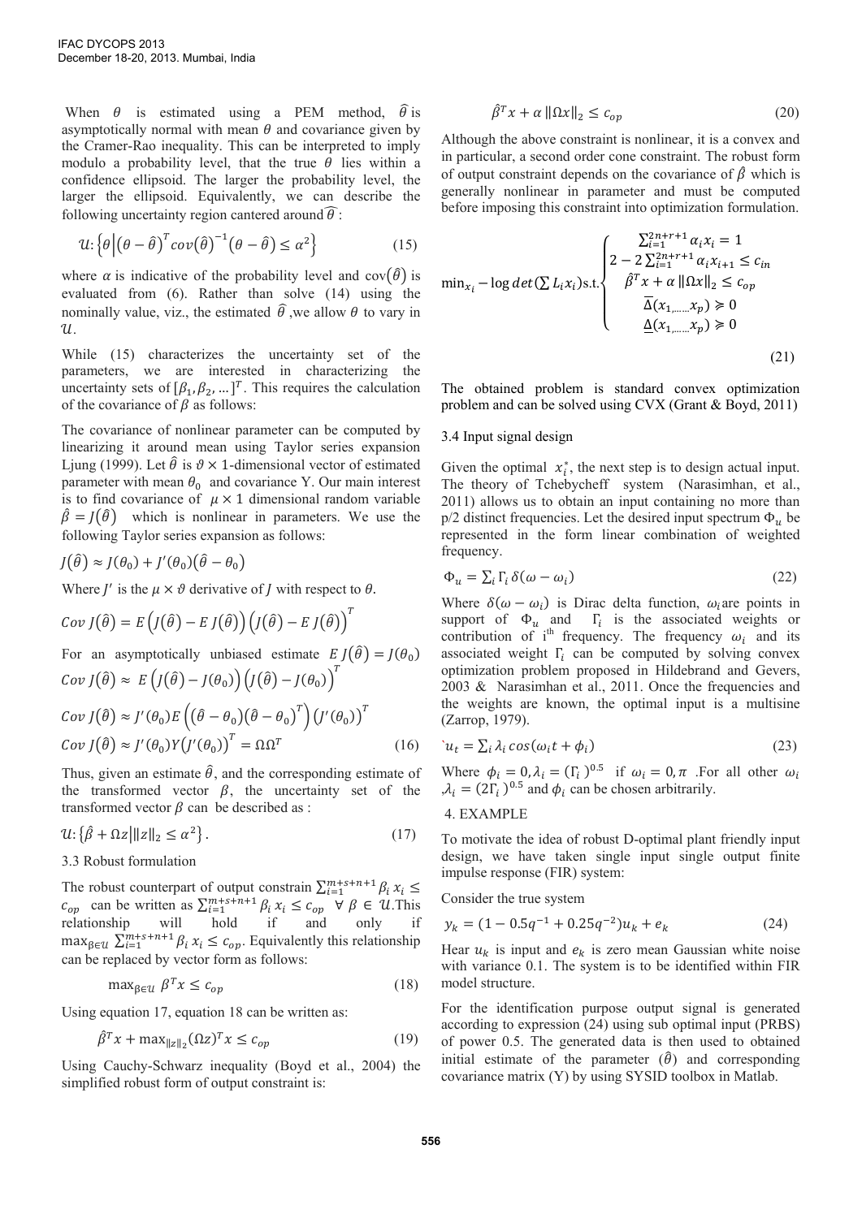When $\theta$ is estimated using a PEM method, $\hat{\theta}$ is asymptotically normal with mean $\theta$ and covariance given by the Cramer-Rao inequality. This can be interpreted to imply modulo a probability level, that the true $\theta$ lies within a confidence ellipsoid. The larger the probability level, the larger the ellipsoid. Equivalently, we can describe the following uncertainty region cantered around $\widehat{\theta}$ :

$$\mathcal{U}: \left\{\theta \middle| \left(\theta - \hat{\theta}\right)^T cov\left(\hat{\theta}\right)^{-1}\left(\theta - \hat{\theta}\right) \leq \alpha^2\right\} \tag{15}$$

where $\alpha$ is indicative of the probability level and $\text{cov}(\hat{\theta})$ is evaluated from (6). Rather than solve (14) using the nominally value, viz., the estimated $\hat{\theta}$ ,we allow $\theta$ to vary in $\mathcal{U}$.

While (15) characterizes the uncertainty set of the parameters, we are interested in characterizing the uncertainty sets of $[\beta_1, \beta_2, \ldots]^T$. This requires the calculation of the covariance of $\beta$ as follows:

The covariance of nonlinear parameter can be computed by linearizing it around mean using Taylor series expansion Ljung (1999). Let $\hat{\theta}$ is $\vartheta \times 1$-dimensional vector of estimated parameter with mean $\theta_0$ and covariance Y. Our main interest is to find covariance of $\mu \times 1$ dimensional random variable $\hat{\beta} = J(\hat{\theta})$ which is nonlinear in parameters. We use the following Taylor series expansion as follows:

$$J(\hat{\theta}) \approx J(\theta_0) + J'(\theta_0)(\hat{\theta} - \theta_0)$$

Where $J'$ is the $\mu \times \vartheta$ derivative of $J$ with respect to $\theta$.

$$Cov\ J(\hat{\theta}) = E\left(J(\hat{\theta}) - E\ J(\hat{\theta})\right)\left(J(\hat{\theta}) - E\ J(\hat{\theta})\right)^T$$

For an asymptotically unbiased estimate $E\ J(\hat{\theta}) = J(\theta_0)$

$$Cov\ J(\hat{\theta}) \approx\ E\left(J(\hat{\theta}) - J(\theta_0)\right)\left(J(\hat{\theta}) - J(\theta_0)\right)^T$$

$$Cov\ J(\hat{\theta}) \approx J'(\theta_0)E\left((\hat{\theta} - \theta_0)(\hat{\theta} - \theta_0)^T\right)\left(J'(\theta_0)\right)^T$$

$$Cov\ J(\hat{\theta}) \approx J'(\theta_0)Y\left(J'(\theta_0)\right)^T = \Omega\Omega^T \tag{16}$$

Thus, given an estimate $\hat{\theta}$, and the corresponding estimate of the transformed vector $\beta$, the uncertainty set of the transformed vector $\beta$ can be described as :

$$\mathcal{U}: \left\{\hat{\beta} + \Omega z \middle| \|z\|_2 \leq \alpha^2\right\}. \tag{17}$$

### 3.3 Robust formulation

The robust counterpart of output constrain $\sum_{i=1}^{m+s+n+1} \beta_i\, x_i \leq c_{op}$ can be written as $\sum_{i=1}^{m+s+n+1} \beta_i\, x_i \leq c_{op}\ \ \forall\ \beta \in \mathcal{U}$.This relationship will hold if and only if $\max_{\beta \in \mathcal{U}} \sum_{i=1}^{m+s+n+1} \beta_i\, x_i \leq c_{op}$. Equivalently this relationship can be replaced by vector form as follows:

$$\max_{\beta \in \mathcal{U}}\ \beta^T x \leq c_{op} \tag{18}$$

Using equation 17, equation 18 can be written as:

$$\hat{\beta}^T x + \max_{\|z\|_2} (\Omega z)^T x \leq c_{op} \tag{19}$$

Using Cauchy-Schwarz inequality (Boyd et al., 2004) the simplified robust form of output constraint is:

$$\hat{\beta}^T x + \alpha\, \|\Omega x\|_2 \leq c_{op} \tag{20}$$

Although the above constraint is nonlinear, it is a convex and in particular, a second order cone constraint. The robust form of output constraint depends on the covariance of $\hat{\beta}$ which is generally nonlinear in parameter and must be computed before imposing this constraint into optimization formulation.

$$\min_{x_i} -\log det\left(\sum L_i x_i\right) \text{s.t.} \begin{cases} \sum_{i=1}^{2n+r+1} \alpha_i x_i = 1 \\ 2 - 2\sum_{i=1}^{2n+r+1} \alpha_i x_{i+1} \leq c_{in} \\ \hat{\beta}^T x + \alpha\, \|\Omega x\|_2 \leq c_{op} \\ \overline{\Delta}(x_{1,\ldots\ldots} x_p) \succcurlyeq 0 \\ \underline{\Delta}(x_{1,\ldots\ldots} x_p) \succcurlyeq 0 \end{cases} \tag{21}$$

The obtained problem is standard convex optimization problem and can be solved using CVX (Grant & Boyd, 2011)

### 3.4 Input signal design

Given the optimal $x_i^*$, the next step is to design actual input. The theory of Tchebycheff system (Narasimhan, et al., 2011) allows us to obtain an input containing no more than p/2 distinct frequencies. Let the desired input spectrum $\Phi_u$ be represented in the form linear combination of weighted frequency.

$$\Phi_u = \sum_i \Gamma_i\, \delta(\omega - \omega_i) \tag{22}$$

Where $\delta(\omega - \omega_i)$ is Dirac delta function, $\omega_i$are points in support of $\Phi_u$ and $\Gamma_i$ is the associated weights or contribution of i[th] frequency. The frequency $\omega_i$ and its associated weight $\Gamma_i$ can be computed by solving convex optimization problem proposed in Hildebrand and Gevers, 2003 & Narasimhan et al., 2011. Once the frequencies and the weights are known, the optimal input is a multisine (Zarrop, 1979).

$$`u_t = \sum_i \lambda_i \cos(\omega_i t + \phi_i) \tag{23}$$

Where $\phi_i = 0, \lambda_i = (\Gamma_i)^{0.5}$ if $\omega_i = 0, \pi$ .For all other $\omega_i$ ,$\lambda_i = (2\Gamma_i)^{0.5}$ and $\phi_i$ can be chosen arbitrarily.

## 4. EXAMPLE

To motivate the idea of robust D-optimal plant friendly input design, we have taken single input single output finite impulse response (FIR) system:

Consider the true system

$$y_k = (1 - 0.5q^{-1} + 0.25q^{-2})u_k + e_k \tag{24}$$

Hear $u_k$ is input and $e_k$ is zero mean Gaussian white noise with variance 0.1. The system is to be identified within FIR model structure.

For the identification purpose output signal is generated according to expression (24) using sub optimal input (PRBS) of power 0.5. The generated data is then used to obtained initial estimate of the parameter $(\hat{\theta})$ and corresponding covariance matrix (Y) by using SYSID toolbox in Matlab.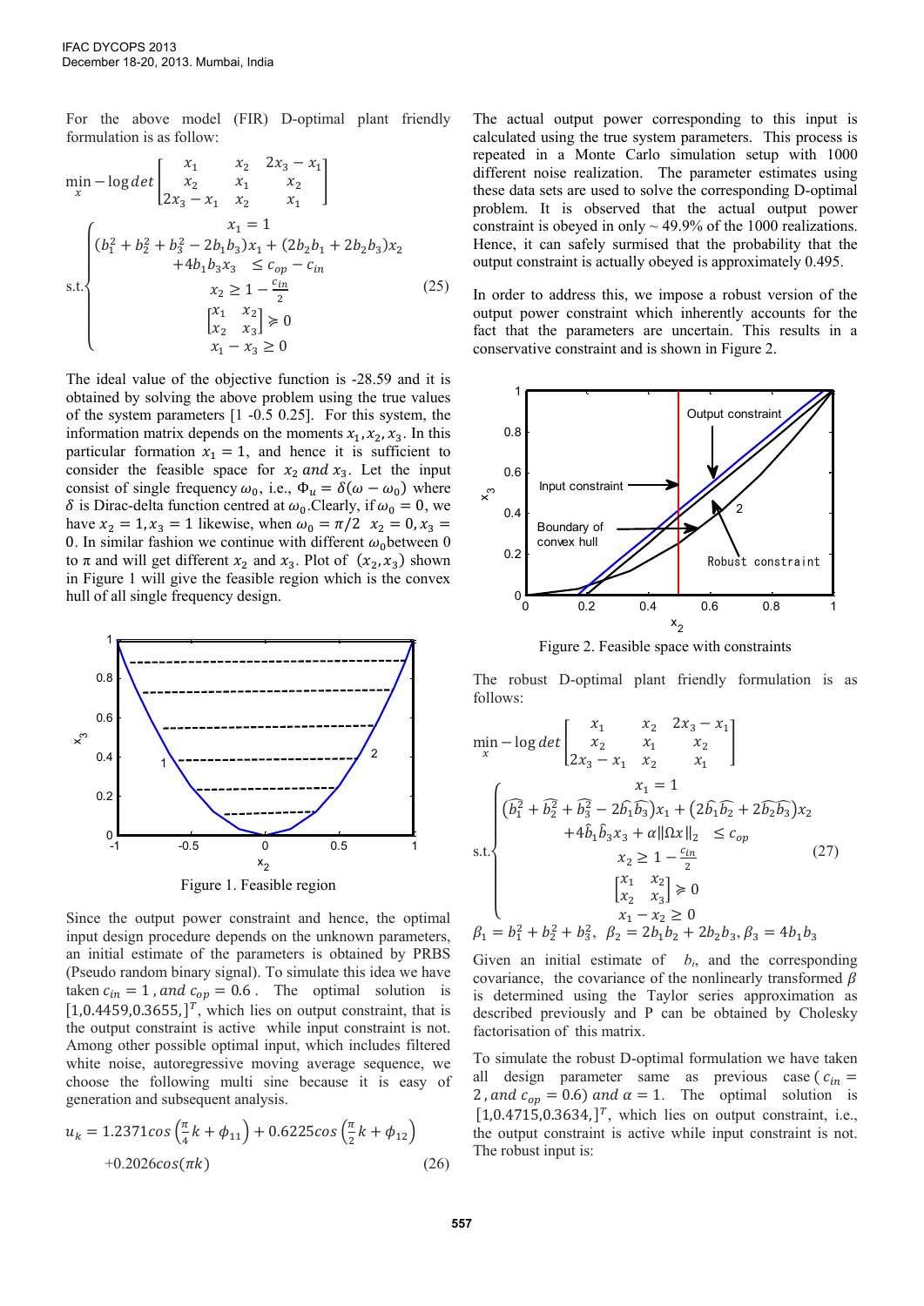For the above model (FIR) D-optimal plant friendly formulation is as follow:

$$
\min_{x} -\log det \begin{bmatrix} x_1 & x_2 & 2x_3 - x_1 \\ x_2 & x_1 & x_2 \\ 2x_3 - x_1 & x_2 & x_1 \end{bmatrix}
$$

$$
\text{s.t.} \begin{cases} x_1 = 1 \\ (b_1^2 + b_2^2 + b_3^2 - 2b_1 b_3)x_1 + (2b_2 b_1 + 2b_2 b_3)x_2 \\ \quad +4b_1 b_3 x_3 \quad \leq c_{op} - c_{in} \\ x_2 \geq 1 - \frac{c_{in}}{2} \\ \begin{bmatrix} x_1 & x_2 \\ x_2 & x_3 \end{bmatrix} \succcurlyeq 0 \\ x_1 - x_3 \geq 0 \end{cases} \tag{25}
$$

The ideal value of the objective function is -28.59 and it is obtained by solving the above problem using the true values of the system parameters [1 -0.5 0.25]. For this system, the information matrix depends on the moments $x_1, x_2, x_3$. In this particular formation $x_1 = 1$, and hence it is sufficient to consider the feasible space for $x_2$ *and* $x_3$. Let the input consist of single frequency $\omega_0$, i.e., $\Phi_u = \delta(\omega - \omega_0)$ where $\delta$ is Dirac-delta function centred at $\omega_0$. Clearly, if $\omega_0 = 0$, we have $x_2 = 1, x_3 = 1$ likewise, when $\omega_0 = \pi/2$ $x_2 = 0, x_3 = 0$. In similar fashion we continue with different $\omega_0$ between 0 to $\pi$ and will get different $x_2$ and $x_3$. Plot of $(x_2, x_3)$ shown in Figure 1 will give the feasible region which is the convex hull of all single frequency design.

Figure 1. Feasible region

Since the output power constraint and hence, the optimal input design procedure depends on the unknown parameters, an initial estimate of the parameters is obtained by PRBS (Pseudo random binary signal). To simulate this idea we have taken $c_{in} = 1$, *and* $c_{op} = 0.6$. The optimal solution is $[1, 0.4459, 0.3655,]^T$, which lies on output constraint, that is the output constraint is active while input constraint is not. Among other possible optimal input, which includes filtered white noise, autoregressive moving average sequence, we choose the following multi sine because it is easy of generation and subsequent analysis.

$$
u_k = 1.2371 cos\left(\frac{\pi}{4}k + \phi_{11}\right) + 0.6225 cos\left(\frac{\pi}{2}k + \phi_{12}\right) \\ +0.2026 cos(\pi k) \tag{26}
$$

The actual output power corresponding to this input is calculated using the true system parameters. This process is repeated in a Monte Carlo simulation setup with 1000 different noise realization. The parameter estimates using these data sets are used to solve the corresponding D-optimal problem. It is observed that the actual output power constraint is obeyed in only ~ 49.9% of the 1000 realizations. Hence, it can safely surmised that the probability that the output constraint is actually obeyed is approximately 0.495.

In order to address this, we impose a robust version of the output power constraint which inherently accounts for the fact that the parameters are uncertain. This results in a conservative constraint and is shown in Figure 2.

Figure 2. Feasible space with constraints

The robust D-optimal plant friendly formulation is as follows:

$$
\min_{x} -\log det \begin{bmatrix} x_1 & x_2 & 2x_3 - x_1 \\ x_2 & x_1 & x_2 \\ 2x_3 - x_1 & x_2 & x_1 \end{bmatrix}
$$

$$
\text{s.t.} \begin{cases} x_1 = 1 \\ (\widehat{b_1^2} + \widehat{b_2^2} + \widehat{b_3^2} - 2\widehat{b_1}\widehat{b_3})x_1 + (2\widehat{b_1}\widehat{b_2} + 2\widehat{b_2}\widehat{b_3})x_2 \\ \quad +4\hat{b}_1 \hat{b}_3 x_3 + \alpha \|\Omega x\|_2 \quad \leq c_{op} \\ x_2 \geq 1 - \frac{c_{in}}{2} \\ \begin{bmatrix} x_1 & x_2 \\ x_2 & x_3 \end{bmatrix} \succcurlyeq 0 \\ x_1 - x_2 \geq 0 \end{cases} \tag{27}
$$

$\beta_1 = b_1^2 + b_2^2 + b_3^2$, $\beta_2 = 2b_1 b_2 + 2b_2 b_3$, $\beta_3 = 4b_1 b_3$

Given an initial estimate of $b_i$, and the corresponding covariance, the covariance of the nonlinearly transformed $\beta$ is determined using the Taylor series approximation as described previously and P can be obtained by Cholesky factorisation of this matrix.

To simulate the robust D-optimal formulation we have taken all design parameter same as previous case ($c_{in} = 2$, *and* $c_{op} = 0.6$) *and* $\alpha = 1$. The optimal solution is $[1, 0.4715, 0.3634,]^T$, which lies on output constraint, i.e., the output constraint is active while input constraint is not. The robust input is: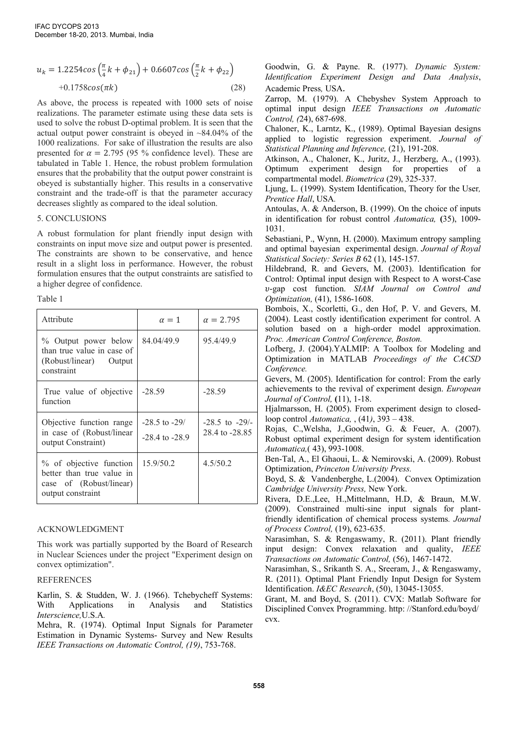$$u_k = 1.2254cos\left(\frac{\pi}{4}k + \phi_{21}\right) + 0.6607cos\left(\frac{\pi}{2}k + \phi_{22}\right)$$
$$+0.1758cos(\pi k) \quad (28)$$

As above, the process is repeated with 1000 sets of noise realizations. The parameter estimate using these data sets is used to solve the robust D-optimal problem. It is seen that the actual output power constraint is obeyed in ~84.04% of the 1000 realizations. For sake of illustration the results are also presented for $\alpha = 2.795$ (95 % confidence level). These are tabulated in Table 1. Hence, the robust problem formulation ensures that the probability that the output power constraint is obeyed is substantially higher. This results in a conservative constraint and the trade-off is that the parameter accuracy decreases slightly as compared to the ideal solution.

## 5. CONCLUSIONS

A robust formulation for plant friendly input design with constraints on input move size and output power is presented. The constraints are shown to be conservative, and hence result in a slight loss in performance. However, the robust formulation ensures that the output constraints are satisfied to a higher degree of confidence.

Table 1

| Attribute | $\alpha = 1$ | $\alpha = 2.795$ |
|---|---|---|
| % Output power below than true value in case of (Robust/linear) Output constraint | 84.04/49.9 | 95.4/49.9 |
| True value of objective function | -28.59 | -28.59 |
| Objective function range in case of (Robust/linear output Constraint) | -28.5 to -29/ -28.4 to -28.9 | -28.5 to -29/- 28.4 to -28.85 |
| % of objective function better than true value in case of (Robust/linear) output constraint | 15.9/50.2 | 4.5/50.2 |

## ACKNOWLEDGMENT

This work was partially supported by the Board of Research in Nuclear Sciences under the project "Experiment design on convex optimization".

## REFERENCES

Karlin, S. & Studden, W. J. (1966). Tchebycheff Systems: With Applications in Analysis and Statistics *Interscience,*U.S.A.

Mehra, R. (1974). Optimal Input Signals for Parameter Estimation in Dynamic Systems- Survey and New Results *IEEE Transactions on Automatic Control, (19)*, 753-768.

Goodwin, G. & Payne. R. (1977). *Dynamic System: Identification Experiment Design and Data Analysis*, Academic Press*,* USA**.**

Zarrop, M. (1979). A Chebyshev System Approach to optimal input design *IEEE Transactions on Automatic Control, (*24), 687-698.

Chaloner, K., Larntz, K., (1989). Optimal Bayesian designs applied to logistic regression experiment. *Journal of Statistical Planning and Inference,* (21), 191-208.

Atkinson, A., Chaloner, K., Juritz, J., Herzberg, A., (1993). Optimum experiment design for properties of a compartmental model. *Biometrica* (29), 325-337.

Ljung, L. (1999). System Identification, Theory for the User*, Prentice Hall*, USA*.*

Antoulas, A. & Anderson, B. (1999). On the choice of inputs in identification for robust control *Automatica,* **(**35), 1009-1031.

Sebastiani, P., Wynn, H. (2000). Maximum entropy sampling and optimal bayesian experimental design. *Journal of Royal Statistical Society: Series B* 62 (1), 145-157.

Hildebrand, R. and Gevers, M. (2003). Identification for Control: Optimal input design with Respect to A worst-Case *υ*-gap cost function. *SIAM Journal on Control and Optimization,* (41), 1586-1608.

Bombois, X., Scorletti, G., den Hof, P. V. and Gevers, M. (2004). Least costly identification experiment for control. A solution based on a high-order model approximation. *Proc. American Control Conference, Boston.*

Lofberg, J. (2004).YALMIP: A Toolbox for Modeling and Optimization in MATLAB *Proceedings of the CACSD Conference.*

Gevers, M. (2005). Identification for control: From the early achievements to the revival of experiment design. *European Journal of Control,* **(**11), 1-18.

Hjalmarsson, H. (2005). From experiment design to closed-loop control *Automatica,* , (41*)*, 393 – 438.

Rojas, C.,Welsha, J.,Goodwin, G. & Feuer, A. (2007). Robust optimal experiment design for system identification *Automatica,*( 43), 993-1008.

Ben-Tal, A., El Ghaoui, L. & Nemirovski, A. (2009). Robust Optimization, *Princeton University Press.*

Boyd, S. & Vandenberghe, L.(2004). Convex Optimization *Cambridge University Press,* New York.

Rivera, D.E.,Lee, H.,Mittelmann, H.D, & Braun, M.W. (2009). Constrained multi-sine input signals for plant-friendly identification of chemical process systems*. Journal of Process Control,* (19), 623-635.

Narasimhan, S. & Rengaswamy, R. (2011). Plant friendly input design: Convex relaxation and quality, *IEEE Transactions on Automatic Control,* (56), 1467-1472.

Narasimhan, S., Srikanth S. A., Sreeram, J., & Rengaswamy, R. (2011). Optimal Plant Friendly Input Design for System Identification. *I&EC Research*, (50), 13045-13055.

Grant, M. and Boyd, S. (2011). CVX: Matlab Software for Disciplined Convex Programming. http: //Stanford.edu/boyd/ cvx.